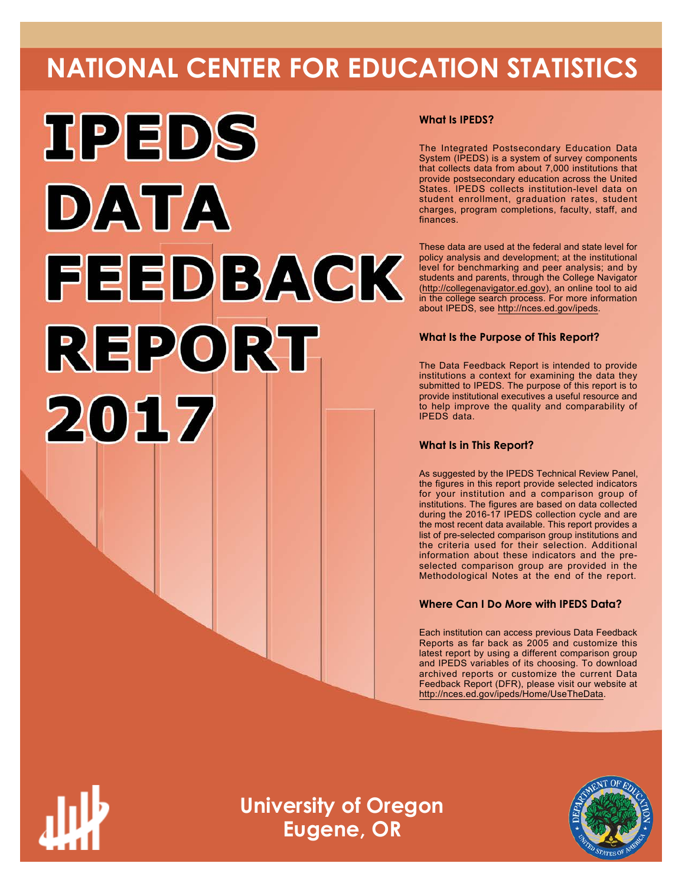# NATIONAL CENTER FOR EDUCATION STATISTICS

# IPEDS DATA FEEDBACK REPORT 2017

### What Is IPEDS?

The Integrated Postsecondary Education Data System (IPEDS) is a system of survey components that collects data from about 7,000 institutions that provide postsecondary education across the United States. IPEDS collects institution-level data on student enrollment, graduation rates, student charges, program completions, faculty, staff, and finances.

These data are used at the federal and state level for policy analysis and development; at the institutional level for benchmarking and peer analysis; and by students and parents, through the College Navigator (http://collegenavigator.ed.gov), an online tool to aid in the college search process. For more information about IPEDS, see http://nces.ed.gov/ipeds.

### What Is the Purpose of This Report?

The Data Feedback Report is intended to provide institutions a context for examining the data they submitted to IPEDS. The purpose of this report is to provide institutional executives a useful resource and to help improve the quality and comparability of IPEDS data.

### What Is in This Report?

As suggested by the IPEDS Technical Review Panel, the figures in this report provide selected indicators for your institution and a comparison group of institutions. The figures are based on data collected during the 2016-17 IPEDS collection cycle and are the most recent data available. This report provides a list of pre-selected comparison group institutions and the criteria used for their selection. Additional information about these indicators and the pre-selected comparison group are provided in the Methodological Notes at the end of the report.

### Where Can I Do More with IPEDS Data?

Each institution can access previous Data Feedback Reports as far back as 2005 and customize this latest report by using a different comparison group and IPEDS variables of its choosing. To download archived reports or customize the current Data Feedback Report (DFR), please visit our website at http://nces.ed.gov/ipeds/Home/UseTheData.

**University of Oregon**
**Eugene, OR**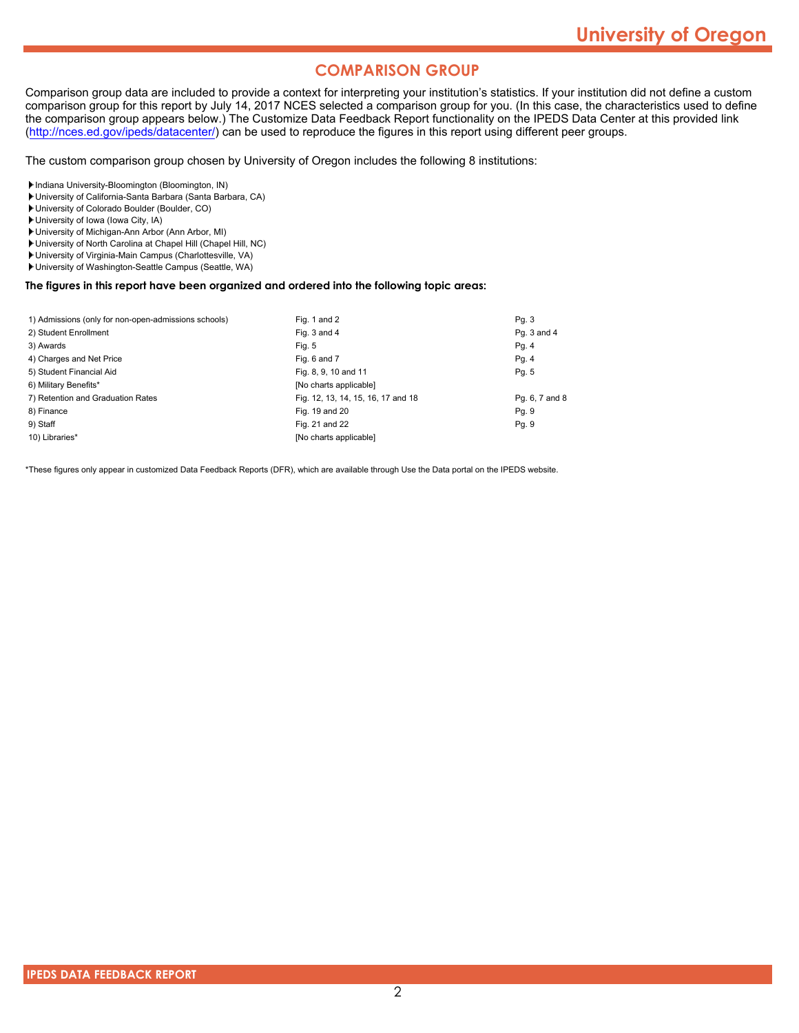## COMPARISON GROUP

Comparison group data are included to provide a context for interpreting your institution's statistics. If your institution did not define a custom comparison group for this report by July 14, 2017 NCES selected a comparison group for you. (In this case, the characteristics used to define the comparison group appears below.) The Customize Data Feedback Report functionality on the IPEDS Data Center at this provided link (http://nces.ed.gov/ipeds/datacenter/) can be used to reproduce the figures in this report using different peer groups.

The custom comparison group chosen by University of Oregon includes the following 8 institutions:

- Indiana University-Bloomington (Bloomington, IN)
- University of California-Santa Barbara (Santa Barbara, CA)
- University of Colorado Boulder (Boulder, CO)
- University of Iowa (Iowa City, IA)
- University of Michigan-Ann Arbor (Ann Arbor, MI)
- University of North Carolina at Chapel Hill (Chapel Hill, NC)
- University of Virginia-Main Campus (Charlottesville, VA)
- University of Washington-Seattle Campus (Seattle, WA)

**The figures in this report have been organized and ordered into the following topic areas:**

| Topic | Figures | Pages |
|---|---|---|
| 1) Admissions (only for non-open-admissions schools) | Fig. 1 and 2 | Pg. 3 |
| 2) Student Enrollment | Fig. 3 and 4 | Pg. 3 and 4 |
| 3) Awards | Fig. 5 | Pg. 4 |
| 4) Charges and Net Price | Fig. 6 and 7 | Pg. 4 |
| 5) Student Financial Aid | Fig. 8, 9, 10 and 11 | Pg. 5 |
| 6) Military Benefits* | [No charts applicable] | |
| 7) Retention and Graduation Rates | Fig. 12, 13, 14, 15, 16, 17 and 18 | Pg. 6, 7 and 8 |
| 8) Finance | Fig. 19 and 20 | Pg. 9 |
| 9) Staff | Fig. 21 and 22 | Pg. 9 |
| 10) Libraries* | [No charts applicable] | |

*These figures only appear in customized Data Feedback Reports (DFR), which are available through Use the Data portal on the IPEDS website.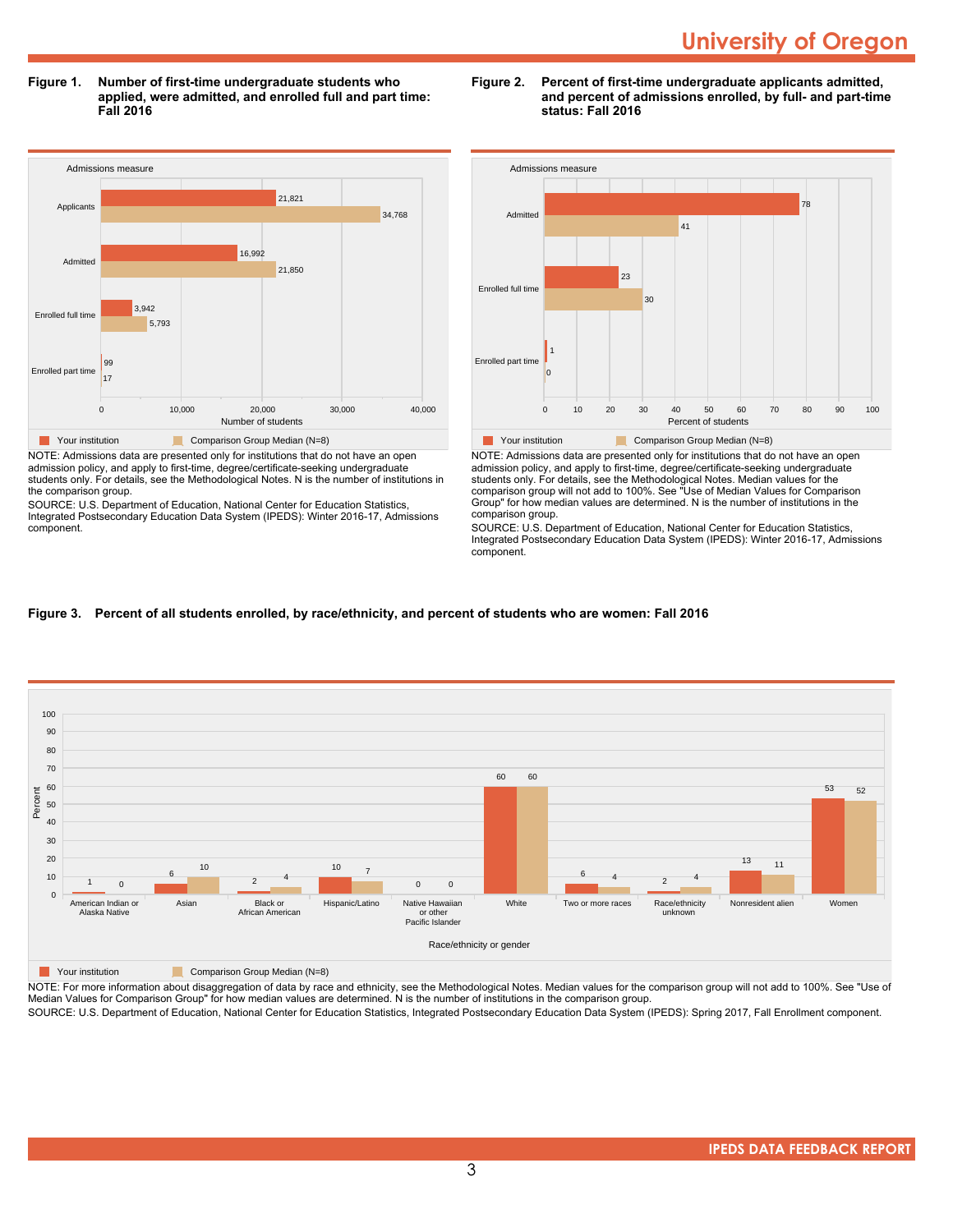# University of Oregon

**Figure 1. Number of first-time undergraduate students who applied, were admitted, and enrolled full and part time: Fall 2016**

| Admissions measure | Your institution | Comparison Group Median (N=8) |
|---|---|---|
| Applicants | 21,821 | 34,768 |
| Admitted | 16,992 | 21,850 |
| Enrolled full time | 3,942 | 5,793 |
| Enrolled part time | 99 | 17 |

NOTE: Admissions data are presented only for institutions that do not have an open admission policy, and apply to first-time, degree/certificate-seeking undergraduate students only. For details, see the Methodological Notes. N is the number of institutions in the comparison group.

SOURCE: U.S. Department of Education, National Center for Education Statistics, Integrated Postsecondary Education Data System (IPEDS): Winter 2016-17, Admissions component.

**Figure 2. Percent of first-time undergraduate applicants admitted, and percent of admissions enrolled, by full- and part-time status: Fall 2016**

| Admissions measure | Your institution | Comparison Group Median (N=8) |
|---|---|---|
| Admitted | 78 | 41 |
| Enrolled full time | 23 | 30 |
| Enrolled part time | 1 | 0 |

NOTE: Admissions data are presented only for institutions that do not have an open admission policy, and apply to first-time, degree/certificate-seeking undergraduate students only. For details, see the Methodological Notes. Median values for the comparison group will not add to 100%. See "Use of Median Values for Comparison Group" for how median values are determined. N is the number of institutions in the comparison group.

SOURCE: U.S. Department of Education, National Center for Education Statistics, Integrated Postsecondary Education Data System (IPEDS): Winter 2016-17, Admissions component.

**Figure 3. Percent of all students enrolled, by race/ethnicity, and percent of students who are women: Fall 2016**

| Race/ethnicity or gender | Your institution | Comparison Group Median (N=8) |
|---|---|---|
| American Indian or Alaska Native | 1 | 0 |
| Asian | 6 | 10 |
| Black or African American | 2 | 4 |
| Hispanic/Latino | 10 | 7 |
| Native Hawaiian or other Pacific Islander | 0 | 0 |
| White | 60 | 60 |
| Two or more races | 6 | 4 |
| Race/ethnicity unknown | 2 | 4 |
| Nonresident alien | 13 | 11 |
| Women | 53 | 52 |

NOTE: For more information about disaggregation of data by race and ethnicity, see the Methodological Notes. Median values for the comparison group will not add to 100%. See "Use of Median Values for Comparison Group" for how median values are determined. N is the number of institutions in the comparison group.

SOURCE: U.S. Department of Education, National Center for Education Statistics, Integrated Postsecondary Education Data System (IPEDS): Spring 2017, Fall Enrollment component.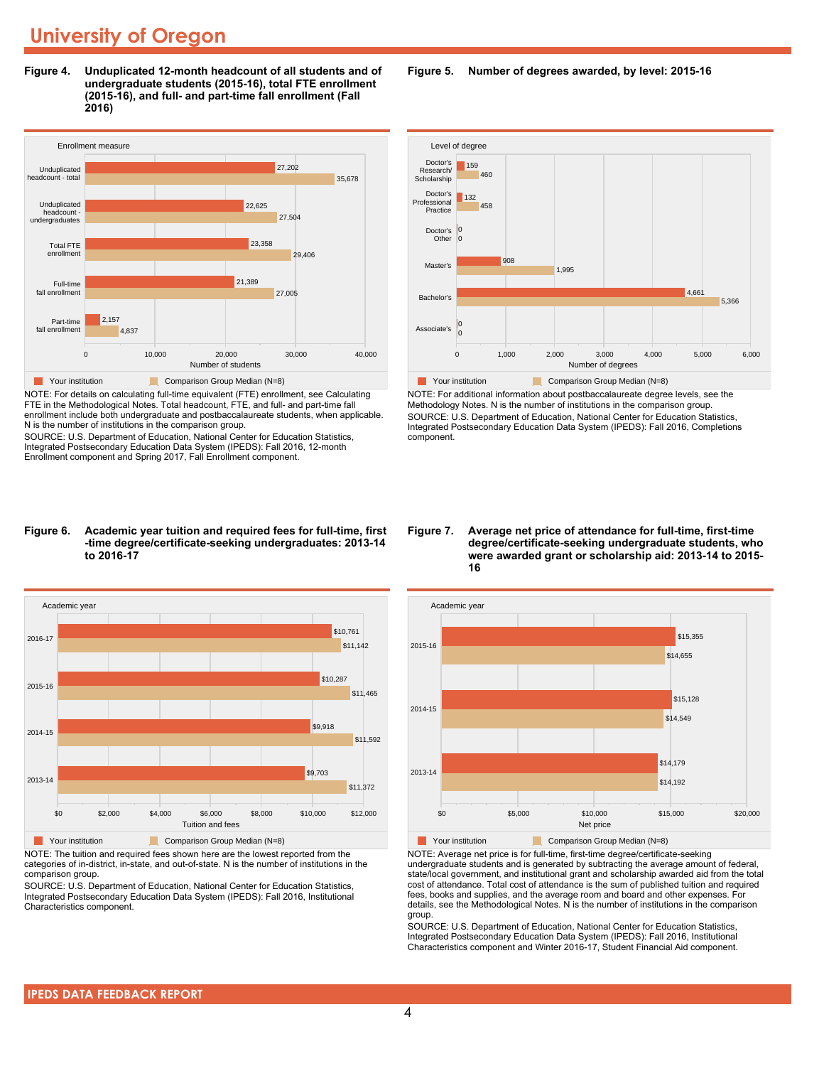# University of Oregon

**Figure 4. Unduplicated 12-month headcount of all students and of undergraduate students (2015-16), total FTE enrollment (2015-16), and full- and part-time fall enrollment (Fall 2016)**

| Enrollment measure | Your institution | Comparison Group Median (N=8) |
|---|---|---|
| Unduplicated headcount - total | 27,202 | 35,678 |
| Unduplicated headcount - undergraduates | 22,625 | 27,504 |
| Total FTE enrollment | 23,358 | 29,406 |
| Full-time fall enrollment | 21,389 | 27,005 |
| Part-time fall enrollment | 2,157 | 4,837 |

NOTE: For details on calculating full-time equivalent (FTE) enrollment, see Calculating FTE in the Methodological Notes. Total headcount, FTE, and full- and part-time fall enrollment include both undergraduate and postbaccalaureate students, when applicable. N is the number of institutions in the comparison group.

SOURCE: U.S. Department of Education, National Center for Education Statistics, Integrated Postsecondary Education Data System (IPEDS): Fall 2016, 12-month Enrollment component and Spring 2017, Fall Enrollment component.

**Figure 5. Number of degrees awarded, by level: 2015-16**

| Level of degree | Your institution | Comparison Group Median (N=8) |
|---|---|---|
| Doctor's Research/ Scholarship | 159 | 460 |
| Doctor's Professional Practice | 132 | 458 |
| Doctor's Other | 0 | 0 |
| Master's | 908 | 1,995 |
| Bachelor's | 4,661 | 5,366 |
| Associate's | 0 | 0 |

NOTE: For additional information about postbaccalaureate degree levels, see the Methodology Notes. N is the number of institutions in the comparison group.

SOURCE: U.S. Department of Education, National Center for Education Statistics, Integrated Postsecondary Education Data System (IPEDS): Fall 2016, Completions component.

**Figure 6. Academic year tuition and required fees for full-time, first-time degree/certificate-seeking undergraduates: 2013-14 to 2016-17**

| Academic year | Your institution | Comparison Group Median (N=8) |
|---|---|---|
| 2016-17 | $10,761 | $11,142 |
| 2015-16 | $10,287 | $11,465 |
| 2014-15 | $9,918 | $11,592 |
| 2013-14 | $9,703 | $11,372 |

NOTE: The tuition and required fees shown here are the lowest reported from the categories of in-district, in-state, and out-of-state. N is the number of institutions in the comparison group.

SOURCE: U.S. Department of Education, National Center for Education Statistics, Integrated Postsecondary Education Data System (IPEDS): Fall 2016, Institutional Characteristics component.

**Figure 7. Average net price of attendance for full-time, first-time degree/certificate-seeking undergraduate students, who were awarded grant or scholarship aid: 2013-14 to 2015-16**

| Academic year | Your institution | Comparison Group Median (N=8) |
|---|---|---|
| 2015-16 | $15,355 | $14,655 |
| 2014-15 | $15,128 | $14,549 |
| 2013-14 | $14,179 | $14,192 |

NOTE: Average net price is for full-time, first-time degree/certificate-seeking undergraduate students and is generated by subtracting the average amount of federal, state/local government, and institutional grant and scholarship awarded aid from the total cost of attendance. Total cost of attendance is the sum of published tuition and required fees, books and supplies, and the average room and board and other expenses. For details, see the Methodological Notes. N is the number of institutions in the comparison group.

SOURCE: U.S. Department of Education, National Center for Education Statistics, Integrated Postsecondary Education Data System (IPEDS): Fall 2016, Institutional Characteristics component and Winter 2016-17, Student Financial Aid component.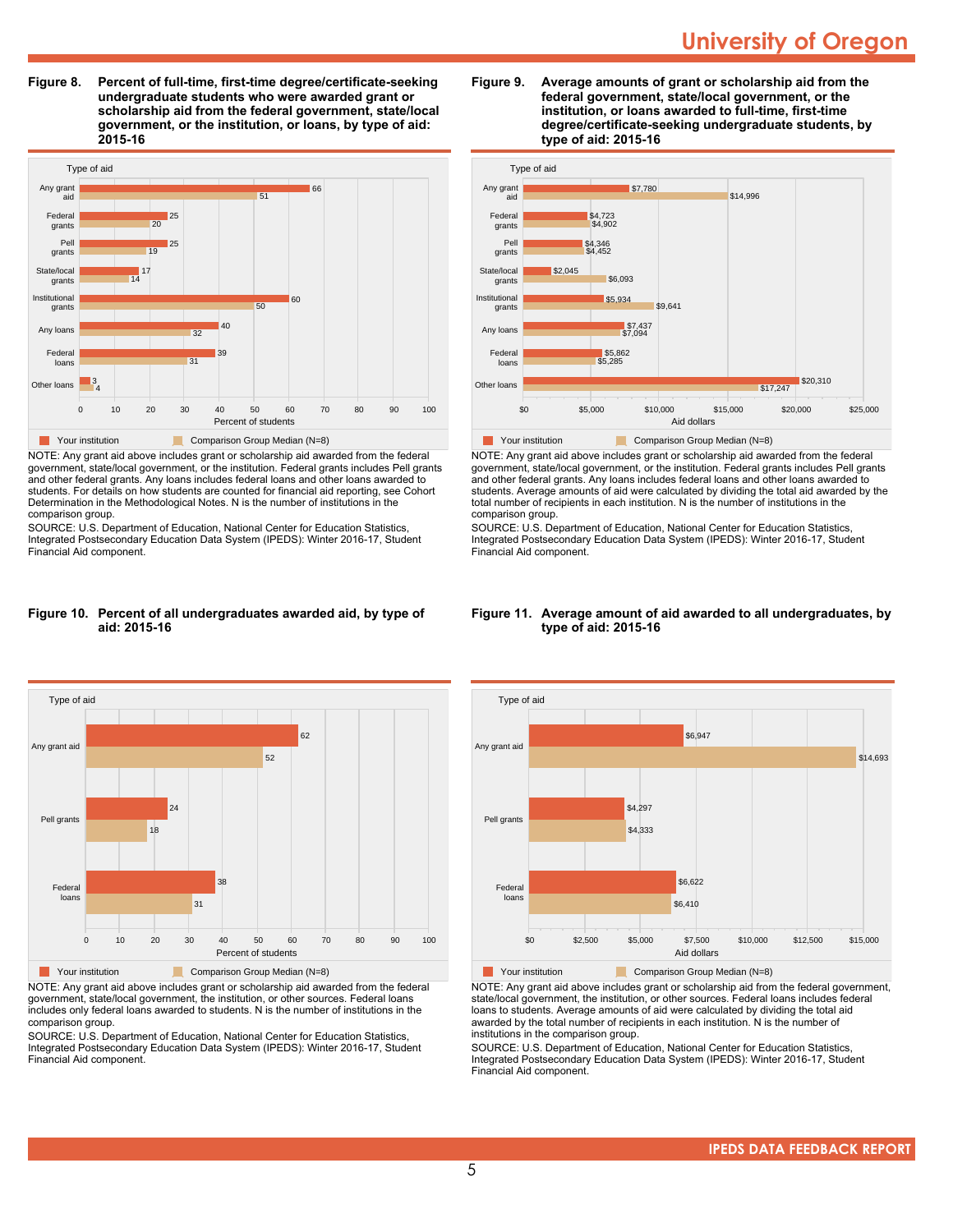# University of Oregon

**Figure 8. Percent of full-time, first-time degree/certificate-seeking undergraduate students who were awarded grant or scholarship aid from the federal government, state/local government, or the institution, or loans, by type of aid: 2015-16**

| Type of aid | Your institution | Comparison Group Median (N=8) |
|---|---|---|
| Any grant aid | 66 | 51 |
| Federal grants | 25 | 20 |
| Pell grants | 25 | 19 |
| State/local grants | 17 | 14 |
| Institutional grants | 60 | 50 |
| Any loans | 40 | 32 |
| Federal loans | 39 | 31 |
| Other loans | 3 | 4 |

NOTE: Any grant aid above includes grant or scholarship aid awarded from the federal government, state/local government, or the institution. Federal grants includes Pell grants and other federal grants. Any loans includes federal loans and other loans awarded to students. For details on how students are counted for financial aid reporting, see Cohort Determination in the Methodological Notes. N is the number of institutions in the comparison group.

SOURCE: U.S. Department of Education, National Center for Education Statistics, Integrated Postsecondary Education Data System (IPEDS): Winter 2016-17, Student Financial Aid component.

**Figure 9. Average amounts of grant or scholarship aid from the federal government, state/local government, or the institution, or loans awarded to full-time, first-time degree/certificate-seeking undergraduate students, by type of aid: 2015-16**

| Type of aid | Your institution | Comparison Group Median (N=8) |
|---|---|---|
| Any grant aid | $7,780 | $14,996 |
| Federal grants | $4,723 | $4,902 |
| Pell grants | $4,346 | $4,452 |
| State/local grants | $2,045 | $6,093 |
| Institutional grants | $5,934 | $9,641 |
| Any loans | $7,437 | $7,094 |
| Federal loans | $5,862 | $5,285 |
| Other loans | $20,310 | $17,247 |

NOTE: Any grant aid above includes grant or scholarship aid awarded from the federal government, state/local government, or the institution. Federal grants includes Pell grants and other federal grants. Any loans includes federal loans and other loans awarded to students. Average amounts of aid were calculated by dividing the total aid awarded by the total number of recipients in each institution. N is the number of institutions in the comparison group.

SOURCE: U.S. Department of Education, National Center for Education Statistics, Integrated Postsecondary Education Data System (IPEDS): Winter 2016-17, Student Financial Aid component.

**Figure 10. Percent of all undergraduates awarded aid, by type of aid: 2015-16**

| Type of aid | Your institution | Comparison Group Median (N=8) |
|---|---|---|
| Any grant aid | 62 | 52 |
| Pell grants | 24 | 18 |
| Federal loans | 38 | 31 |

NOTE: Any grant aid above includes grant or scholarship aid awarded from the federal government, state/local government, the institution, or other sources. Federal loans includes only federal loans awarded to students. N is the number of institutions in the comparison group.

SOURCE: U.S. Department of Education, National Center for Education Statistics, Integrated Postsecondary Education Data System (IPEDS): Winter 2016-17, Student Financial Aid component.

**Figure 11. Average amount of aid awarded to all undergraduates, by type of aid: 2015-16**

| Type of aid | Your institution | Comparison Group Median (N=8) |
|---|---|---|
| Any grant aid | $6,947 | $14,693 |
| Pell grants | $4,297 | $4,333 |
| Federal loans | $6,622 | $6,410 |

NOTE: Any grant aid above includes grant or scholarship aid from the federal government, state/local government, the institution, or other sources. Federal loans includes federal loans to students. Average amounts of aid were calculated by dividing the total aid awarded by the total number of recipients in each institution. N is the number of institutions in the comparison group.

SOURCE: U.S. Department of Education, National Center for Education Statistics, Integrated Postsecondary Education Data System (IPEDS): Winter 2016-17, Student Financial Aid component.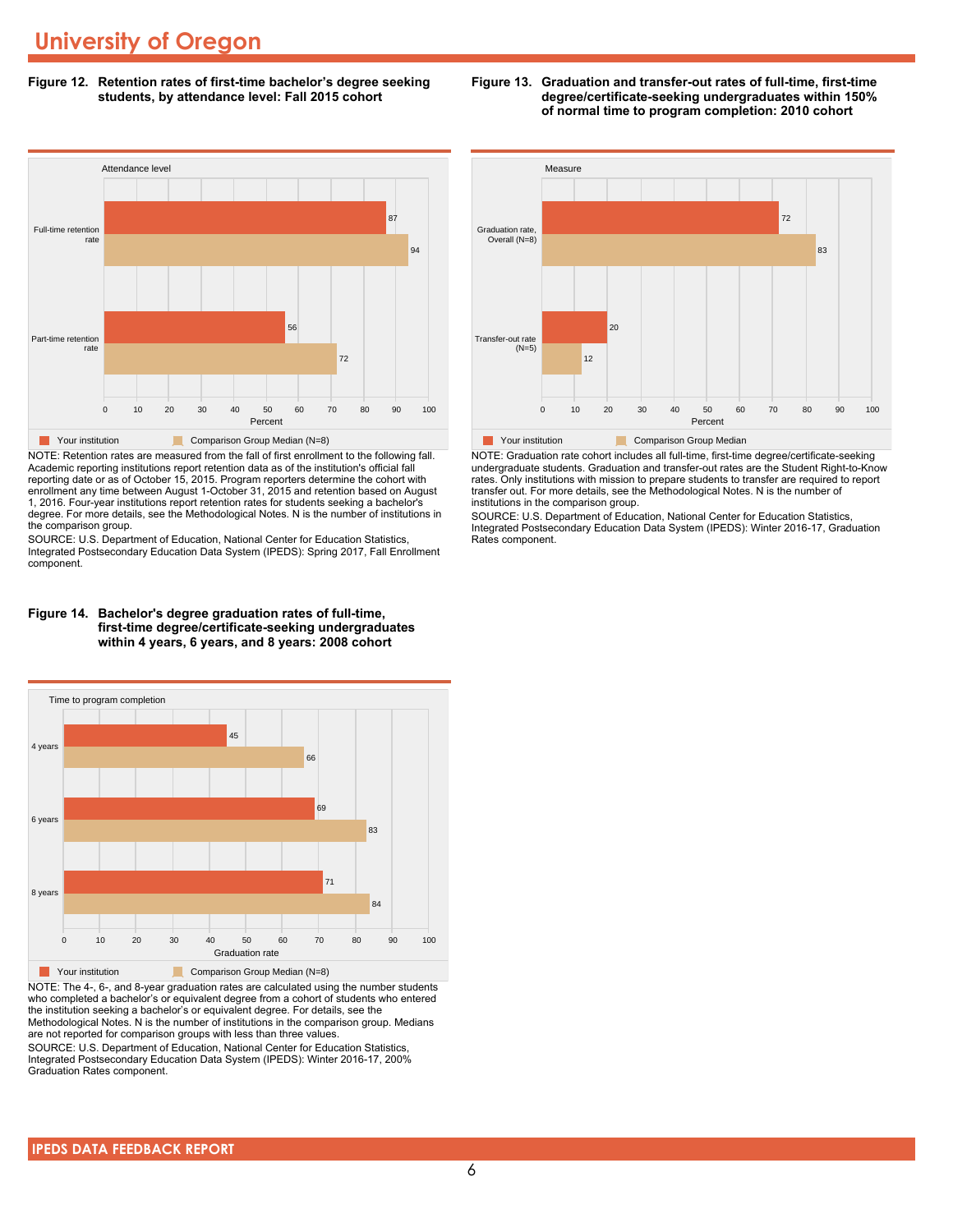# University of Oregon

**Figure 12. Retention rates of first-time bachelor's degree seeking students, by attendance level: Fall 2015 cohort**

| Attendance level | Your institution | Comparison Group Median (N=8) |
|---|---|---|
| Full-time retention rate | 87 | 94 |
| Part-time retention rate | 56 | 72 |

NOTE: Retention rates are measured from the fall of first enrollment to the following fall. Academic reporting institutions report retention data as of the institution's official fall reporting date or as of October 15, 2015. Program reporters determine the cohort with enrollment any time between August 1-October 31, 2015 and retention based on August 1, 2016. Four-year institutions report retention rates for students seeking a bachelor's degree. For more details, see the Methodological Notes. N is the number of institutions in the comparison group.

SOURCE: U.S. Department of Education, National Center for Education Statistics, Integrated Postsecondary Education Data System (IPEDS): Spring 2017, Fall Enrollment component.

**Figure 13. Graduation and transfer-out rates of full-time, first-time degree/certificate-seeking undergraduates within 150% of normal time to program completion: 2010 cohort**

| Measure | Your institution | Comparison Group Median |
|---|---|---|
| Graduation rate, Overall (N=8) | 72 | 83 |
| Transfer-out rate (N=5) | 20 | 12 |

NOTE: Graduation rate cohort includes all full-time, first-time degree/certificate-seeking undergraduate students. Graduation and transfer-out rates are the Student Right-to-Know rates. Only institutions with mission to prepare students to transfer are required to report transfer out. For more details, see the Methodological Notes. N is the number of institutions in the comparison group.

SOURCE: U.S. Department of Education, National Center for Education Statistics, Integrated Postsecondary Education Data System (IPEDS): Winter 2016-17, Graduation Rates component.

**Figure 14. Bachelor's degree graduation rates of full-time, first-time degree/certificate-seeking undergraduates within 4 years, 6 years, and 8 years: 2008 cohort**

| Time to program completion | Your institution | Comparison Group Median (N=8) |
|---|---|---|
| 4 years | 45 | 66 |
| 6 years | 69 | 83 |
| 8 years | 71 | 84 |

NOTE: The 4-, 6-, and 8-year graduation rates are calculated using the number students who completed a bachelor's or equivalent degree from a cohort of students who entered the institution seeking a bachelor's or equivalent degree. For details, see the Methodological Notes. N is the number of institutions in the comparison group. Medians are not reported for comparison groups with less than three values.

SOURCE: U.S. Department of Education, National Center for Education Statistics, Integrated Postsecondary Education Data System (IPEDS): Winter 2016-17, 200% Graduation Rates component.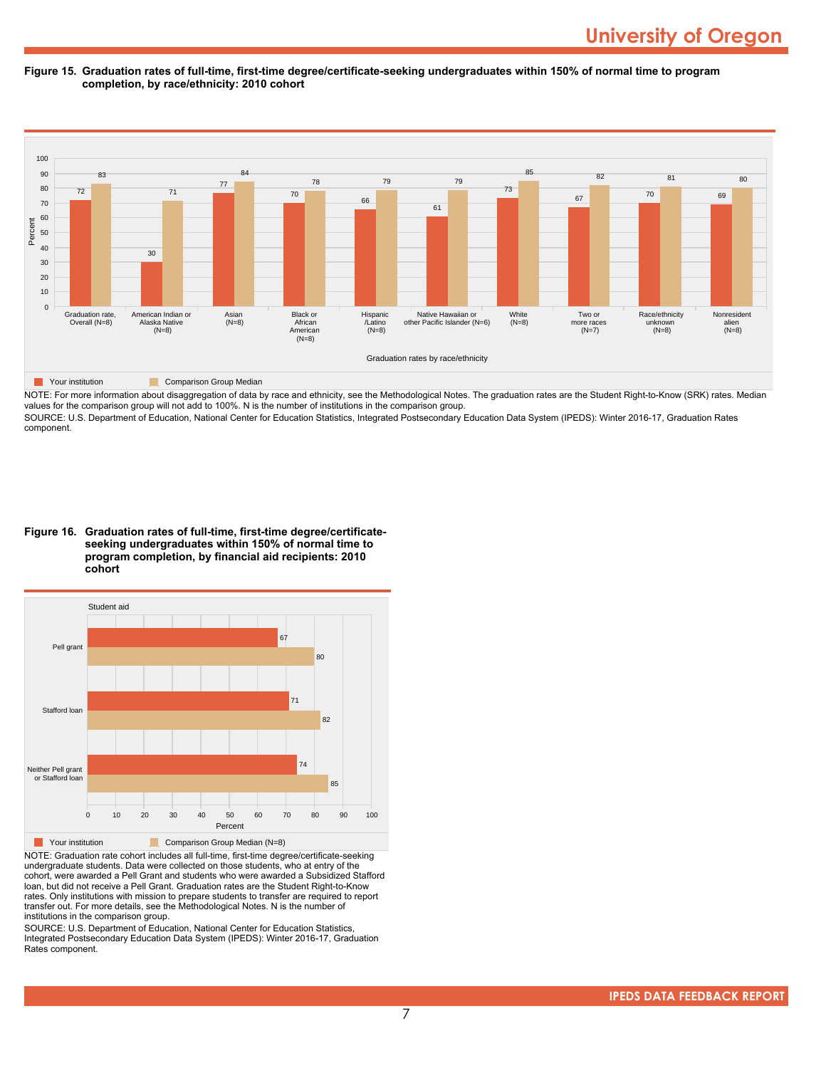**Figure 15. Graduation rates of full-time, first-time degree/certificate-seeking undergraduates within 150% of normal time to program completion, by race/ethnicity: 2010 cohort**

| Graduation rates by race/ethnicity | Your institution | Comparison Group Median |
|---|---|---|
| Graduation rate, Overall (N=8) | 72 | 83 |
| American Indian or Alaska Native (N=8) | 30 | 71 |
| Asian (N=8) | 77 | 84 |
| Black or African American (N=8) | 70 | 78 |
| Hispanic /Latino (N=8) | 66 | 79 |
| Native Hawaiian or other Pacific Islander (N=6) | 61 | 79 |
| White (N=8) | 73 | 85 |
| Two or more races (N=7) | 67 | 82 |
| Race/ethnicity unknown (N=8) | 70 | 81 |
| Nonresident alien (N=8) | 69 | 80 |

NOTE: For more information about disaggregation of data by race and ethnicity, see the Methodological Notes. The graduation rates are the Student Right-to-Know (SRK) rates. Median values for the comparison group will not add to 100%. N is the number of institutions in the comparison group.

SOURCE: U.S. Department of Education, National Center for Education Statistics, Integrated Postsecondary Education Data System (IPEDS): Winter 2016-17, Graduation Rates component.

**Figure 16. Graduation rates of full-time, first-time degree/certificate-seeking undergraduates within 150% of normal time to program completion, by financial aid recipients: 2010 cohort**

| Student aid | Your institution | Comparison Group Median (N=8) |
|---|---|---|
| Pell grant | 67 | 80 |
| Stafford loan | 71 | 82 |
| Neither Pell grant or Stafford loan | 74 | 85 |

NOTE: Graduation rate cohort includes all full-time, first-time degree/certificate-seeking undergraduate students. Data were collected on those students, who at entry of the cohort, were awarded a Pell Grant and students who were awarded a Subsidized Stafford loan, but did not receive a Pell Grant. Graduation rates are the Student Right-to-Know rates. Only institutions with mission to prepare students to transfer are required to report transfer out. For more details, see the Methodological Notes. N is the number of institutions in the comparison group.

SOURCE: U.S. Department of Education, National Center for Education Statistics, Integrated Postsecondary Education Data System (IPEDS): Winter 2016-17, Graduation Rates component.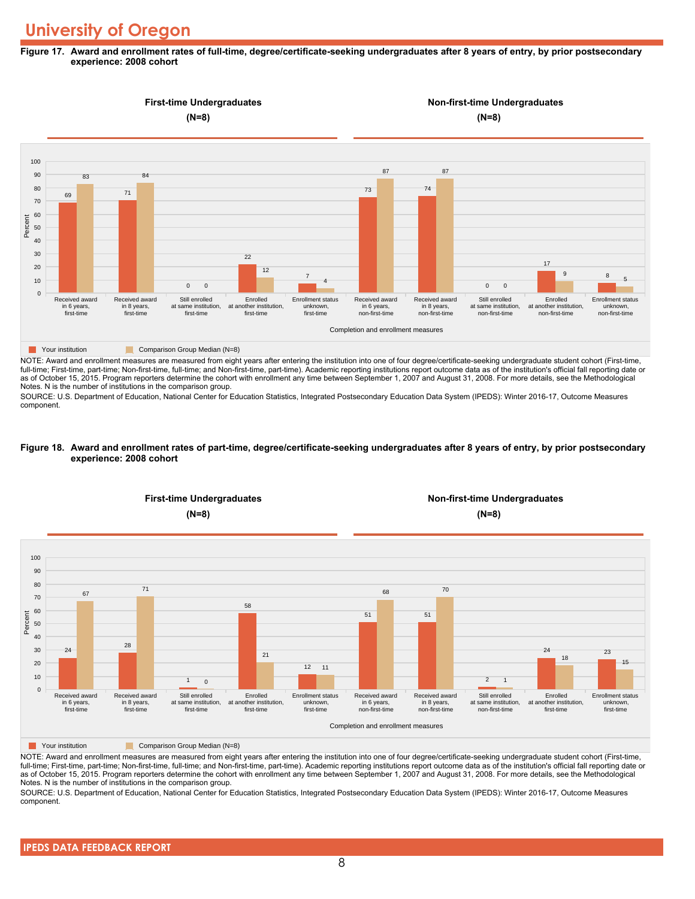# University of Oregon

**Figure 17. Award and enrollment rates of full-time, degree/certificate-seeking undergraduates after 8 years of entry, by prior postsecondary experience: 2008 cohort**

First-time Undergraduates (N=8) | Non-first-time Undergraduates (N=8)

| Completion and enrollment measures | Your institution | Comparison Group Median (N=8) |
|---|---|---|
| Received award in 6 years, first-time | 69 | 83 |
| Received award in 8 years, first-time | 71 | 84 |
| Still enrolled at same institution, first-time | 0 | 0 |
| Enrolled at another institution, first-time | 22 | 12 |
| Enrollment status unknown, first-time | 7 | 4 |
| Received award in 6 years, non-first-time | 73 | 87 |
| Received award in 8 years, non-first-time | 74 | 87 |
| Still enrolled at same institution, non-first-time | 0 | 0 |
| Enrolled at another institution, non-first-time | 17 | 9 |
| Enrollment status unknown, non-first-time | 8 | 5 |

NOTE: Award and enrollment measures are measured from eight years after entering the institution into one of four degree/certificate-seeking undergraduate student cohort (First-time, full-time; First-time, part-time; Non-first-time, full-time; and Non-first-time, part-time). Academic reporting institutions report outcome data as of the institution's official fall reporting date or as of October 15, 2015. Program reporters determine the cohort with enrollment any time between September 1, 2007 and August 31, 2008. For more details, see the Methodological Notes. N is the number of institutions in the comparison group.

SOURCE: U.S. Department of Education, National Center for Education Statistics, Integrated Postsecondary Education Data System (IPEDS): Winter 2016-17, Outcome Measures component.

**Figure 18. Award and enrollment rates of part-time, degree/certificate-seeking undergraduates after 8 years of entry, by prior postsecondary experience: 2008 cohort**

First-time Undergraduates (N=8) | Non-first-time Undergraduates (N=8)

| Completion and enrollment measures | Your institution | Comparison Group Median (N=8) |
|---|---|---|
| Received award in 6 years, first-time | 24 | 67 |
| Received award in 8 years, first-time | 28 | 71 |
| Still enrolled at same institution, first-time | 1 | 0 |
| Enrolled at another institution, first-time | 58 | 21 |
| Enrollment status unknown, first-time | 12 | 11 |
| Received award in 6 years, non-first-time | 51 | 68 |
| Received award in 8 years, non-first-time | 51 | 70 |
| Still enrolled at same institution, non-first-time | 2 | 1 |
| Enrolled at another institution, first-time | 24 | 18 |
| Enrollment status unknown, first-time | 23 | 15 |

NOTE: Award and enrollment measures are measured from eight years after entering the institution into one of four degree/certificate-seeking undergraduate student cohort (First-time, full-time; First-time, part-time; Non-first-time, full-time; and Non-first-time, part-time). Academic reporting institutions report outcome data as of the institution's official fall reporting date or as of October 15, 2015. Program reporters determine the cohort with enrollment any time between September 1, 2007 and August 31, 2008. For more details, see the Methodological Notes. N is the number of institutions in the comparison group.

SOURCE: U.S. Department of Education, National Center for Education Statistics, Integrated Postsecondary Education Data System (IPEDS): Winter 2016-17, Outcome Measures component.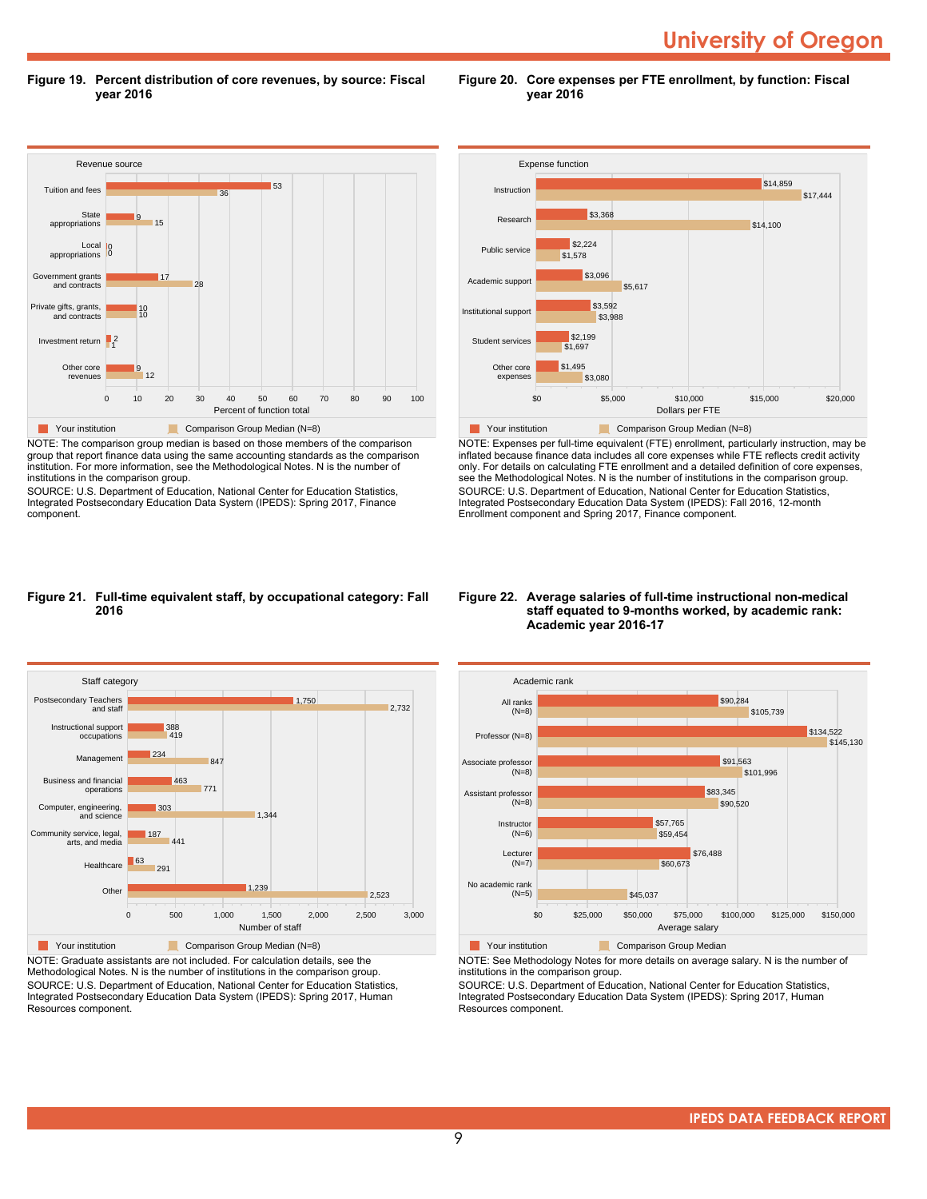**Figure 19. Percent distribution of core revenues, by source: Fiscal year 2016**

| Revenue source | Your institution | Comparison Group Median (N=8) |
|---|---|---|
| Tuition and fees | 53 | 36 |
| State appropriations | 9 | 15 |
| Local appropriations | 0 | 0 |
| Government grants and contracts | 17 | 28 |
| Private gifts, grants, and contracts | 10 | 10 |
| Investment return | 2 | 1 |
| Other core revenues | 9 | 12 |

Percent of function total

NOTE: The comparison group median is based on those members of the comparison group that report finance data using the same accounting standards as the comparison institution. For more information, see the Methodological Notes. N is the number of institutions in the comparison group.
SOURCE: U.S. Department of Education, National Center for Education Statistics, Integrated Postsecondary Education Data System (IPEDS): Spring 2017, Finance component.

**Figure 20. Core expenses per FTE enrollment, by function: Fiscal year 2016**

| Expense function | Your institution | Comparison Group Median (N=8) |
|---|---|---|
| Instruction | $14,859 | $17,444 |
| Research | $3,368 | $14,100 |
| Public service | $2,224 | $1,578 |
| Academic support | $3,096 | $5,617 |
| Institutional support | $3,592 | $3,988 |
| Student services | $2,199 | $1,697 |
| Other core expenses | $1,495 | $3,080 |

Dollars per FTE

NOTE: Expenses per full-time equivalent (FTE) enrollment, particularly instruction, may be inflated because finance data includes all core expenses while FTE reflects credit activity only. For details on calculating FTE enrollment and a detailed definition of core expenses, see the Methodological Notes. N is the number of institutions in the comparison group.
SOURCE: U.S. Department of Education, National Center for Education Statistics, Integrated Postsecondary Education Data System (IPEDS): Fall 2016, 12-month Enrollment component and Spring 2017, Finance component.

**Figure 21. Full-time equivalent staff, by occupational category: Fall 2016**

| Staff category | Your institution | Comparison Group Median (N=8) |
|---|---|---|
| Postsecondary Teachers and staff | 1,750 | 2,732 |
| Instructional support occupations | 388 | 419 |
| Management | 234 | 847 |
| Business and financial operations | 463 | 771 |
| Computer, engineering, and science | 303 | 1,344 |
| Community service, legal, arts, and media | 187 | 441 |
| Healthcare | 63 | 291 |
| Other | 1,239 | 2,523 |

Number of staff

NOTE: Graduate assistants are not included. For calculation details, see the Methodological Notes. N is the number of institutions in the comparison group.
SOURCE: U.S. Department of Education, National Center for Education Statistics, Integrated Postsecondary Education Data System (IPEDS): Spring 2017, Human Resources component.

**Figure 22. Average salaries of full-time instructional non-medical staff equated to 9-months worked, by academic rank: Academic year 2016-17**

| Academic rank | Your institution | Comparison Group Median |
|---|---|---|
| All ranks (N=8) | $90,284 | $105,739 |
| Professor (N=8) | $134,522 | $145,130 |
| Associate professor (N=8) | $91,563 | $101,996 |
| Assistant professor (N=8) | $83,345 | $90,520 |
| Instructor (N=6) | $57,765 | $59,454 |
| Lecturer (N=7) | $76,488 | $60,673 |
| No academic rank (N=5) | | $45,037 |

Average salary

NOTE: See Methodology Notes for more details on average salary. N is the number of institutions in the comparison group.
SOURCE: U.S. Department of Education, National Center for Education Statistics, Integrated Postsecondary Education Data System (IPEDS): Spring 2017, Human Resources component.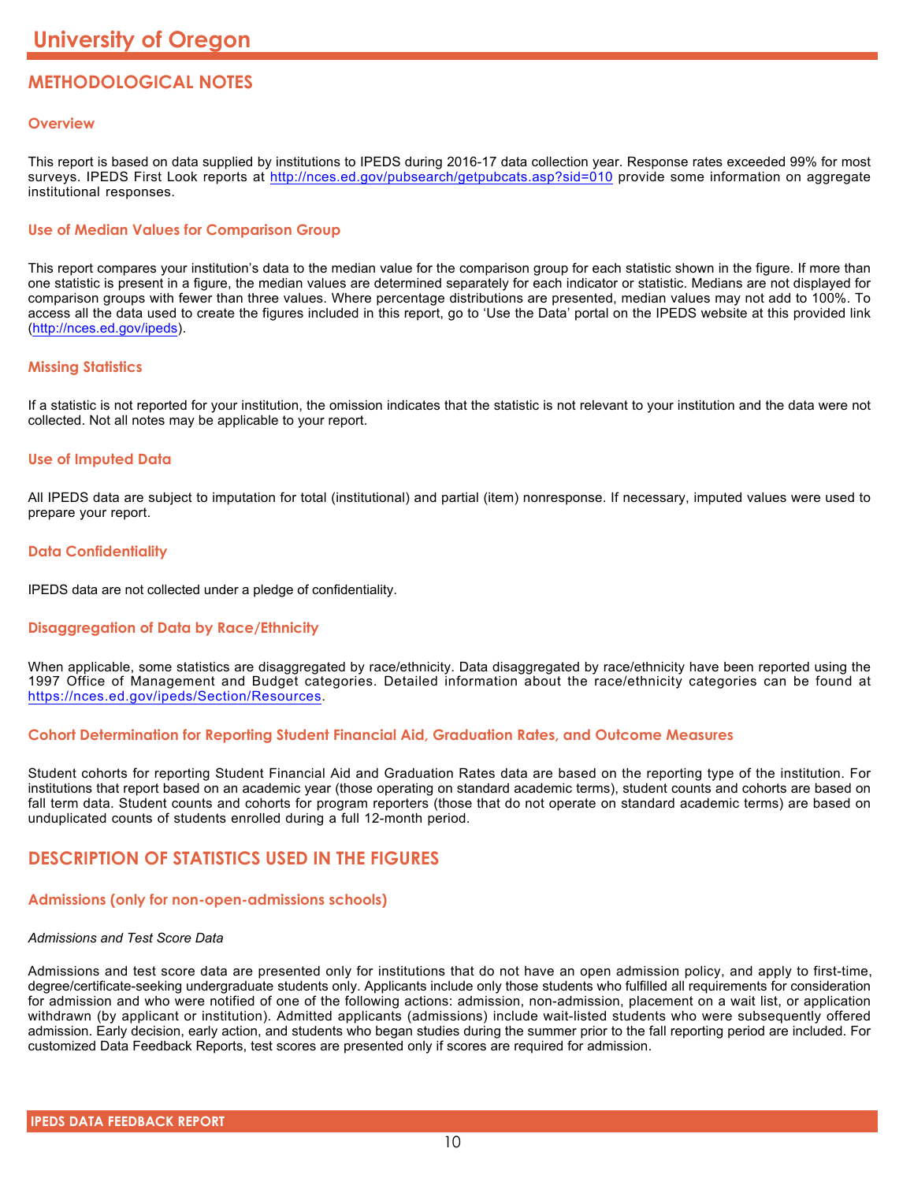# University of Oregon

## METHODOLOGICAL NOTES

### Overview

This report is based on data supplied by institutions to IPEDS during 2016-17 data collection year. Response rates exceeded 99% for most surveys. IPEDS First Look reports at http://nces.ed.gov/pubsearch/getpubcats.asp?sid=010 provide some information on aggregate institutional responses.

### Use of Median Values for Comparison Group

This report compares your institution's data to the median value for the comparison group for each statistic shown in the figure. If more than one statistic is present in a figure, the median values are determined separately for each indicator or statistic. Medians are not displayed for comparison groups with fewer than three values. Where percentage distributions are presented, median values may not add to 100%. To access all the data used to create the figures included in this report, go to 'Use the Data' portal on the IPEDS website at this provided link (http://nces.ed.gov/ipeds).

### Missing Statistics

If a statistic is not reported for your institution, the omission indicates that the statistic is not relevant to your institution and the data were not collected. Not all notes may be applicable to your report.

### Use of Imputed Data

All IPEDS data are subject to imputation for total (institutional) and partial (item) nonresponse. If necessary, imputed values were used to prepare your report.

### Data Confidentiality

IPEDS data are not collected under a pledge of confidentiality.

### Disaggregation of Data by Race/Ethnicity

When applicable, some statistics are disaggregated by race/ethnicity. Data disaggregated by race/ethnicity have been reported using the 1997 Office of Management and Budget categories. Detailed information about the race/ethnicity categories can be found at https://nces.ed.gov/ipeds/Section/Resources.

### Cohort Determination for Reporting Student Financial Aid, Graduation Rates, and Outcome Measures

Student cohorts for reporting Student Financial Aid and Graduation Rates data are based on the reporting type of the institution. For institutions that report based on an academic year (those operating on standard academic terms), student counts and cohorts are based on fall term data. Student counts and cohorts for program reporters (those that do not operate on standard academic terms) are based on unduplicated counts of students enrolled during a full 12-month period.

## DESCRIPTION OF STATISTICS USED IN THE FIGURES

### Admissions (only for non-open-admissions schools)

*Admissions and Test Score Data*

Admissions and test score data are presented only for institutions that do not have an open admission policy, and apply to first-time, degree/certificate-seeking undergraduate students only. Applicants include only those students who fulfilled all requirements for consideration for admission and who were notified of one of the following actions: admission, non-admission, placement on a wait list, or application withdrawn (by applicant or institution). Admitted applicants (admissions) include wait-listed students who were subsequently offered admission. Early decision, early action, and students who began studies during the summer prior to the fall reporting period are included. For customized Data Feedback Reports, test scores are presented only if scores are required for admission.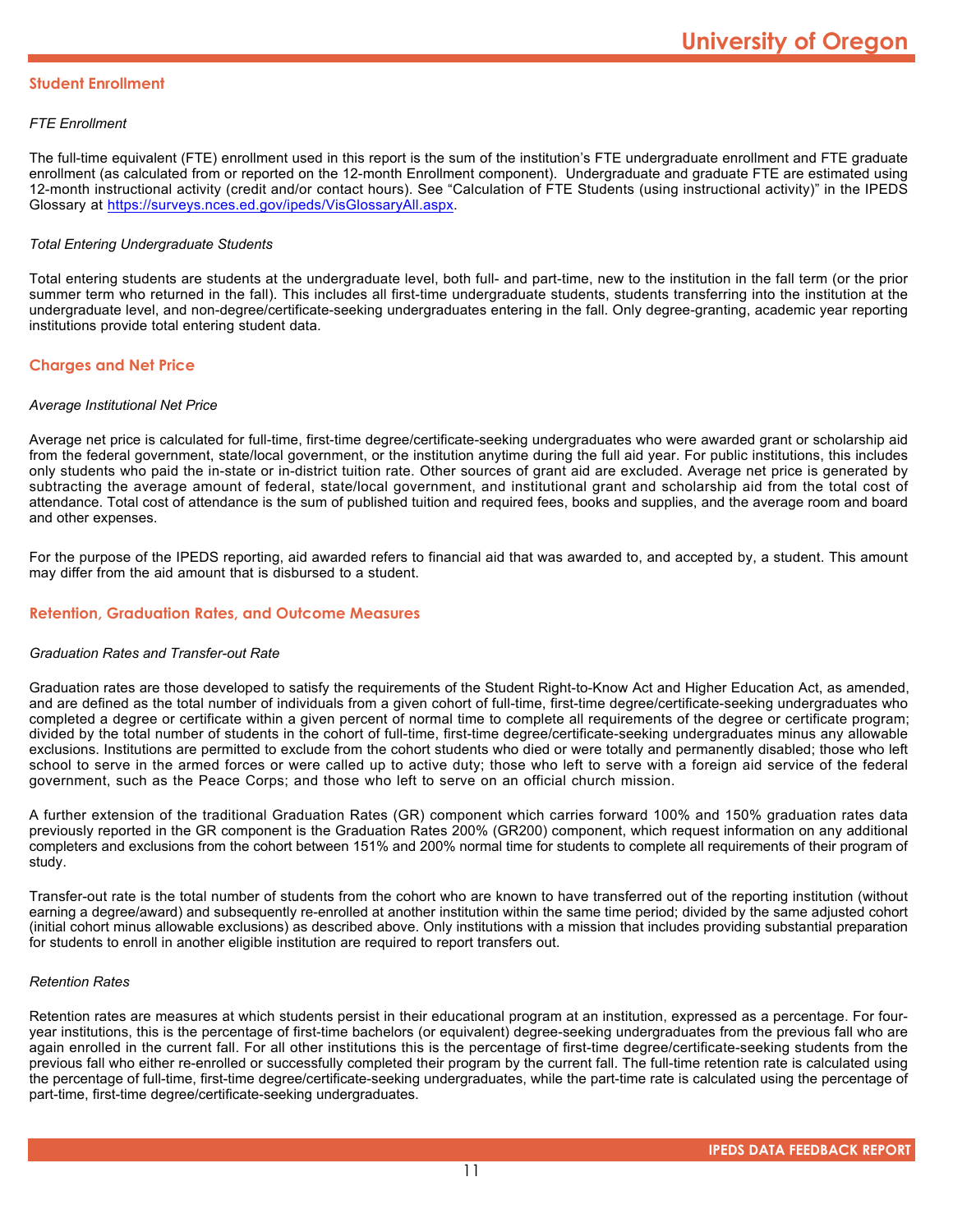## Student Enrollment

*FTE Enrollment*

The full-time equivalent (FTE) enrollment used in this report is the sum of the institution's FTE undergraduate enrollment and FTE graduate enrollment (as calculated from or reported on the 12-month Enrollment component). Undergraduate and graduate FTE are estimated using 12-month instructional activity (credit and/or contact hours). See "Calculation of FTE Students (using instructional activity)" in the IPEDS Glossary at https://surveys.nces.ed.gov/ipeds/VisGlossaryAll.aspx.

*Total Entering Undergraduate Students*

Total entering students are students at the undergraduate level, both full- and part-time, new to the institution in the fall term (or the prior summer term who returned in the fall). This includes all first-time undergraduate students, students transferring into the institution at the undergraduate level, and non-degree/certificate-seeking undergraduates entering in the fall. Only degree-granting, academic year reporting institutions provide total entering student data.

## Charges and Net Price

*Average Institutional Net Price*

Average net price is calculated for full-time, first-time degree/certificate-seeking undergraduates who were awarded grant or scholarship aid from the federal government, state/local government, or the institution anytime during the full aid year. For public institutions, this includes only students who paid the in-state or in-district tuition rate. Other sources of grant aid are excluded. Average net price is generated by subtracting the average amount of federal, state/local government, and institutional grant and scholarship aid from the total cost of attendance. Total cost of attendance is the sum of published tuition and required fees, books and supplies, and the average room and board and other expenses.

For the purpose of the IPEDS reporting, aid awarded refers to financial aid that was awarded to, and accepted by, a student. This amount may differ from the aid amount that is disbursed to a student.

## Retention, Graduation Rates, and Outcome Measures

*Graduation Rates and Transfer-out Rate*

Graduation rates are those developed to satisfy the requirements of the Student Right-to-Know Act and Higher Education Act, as amended, and are defined as the total number of individuals from a given cohort of full-time, first-time degree/certificate-seeking undergraduates who completed a degree or certificate within a given percent of normal time to complete all requirements of the degree or certificate program; divided by the total number of students in the cohort of full-time, first-time degree/certificate-seeking undergraduates minus any allowable exclusions. Institutions are permitted to exclude from the cohort students who died or were totally and permanently disabled; those who left school to serve in the armed forces or were called up to active duty; those who left to serve with a foreign aid service of the federal government, such as the Peace Corps; and those who left to serve on an official church mission.

A further extension of the traditional Graduation Rates (GR) component which carries forward 100% and 150% graduation rates data previously reported in the GR component is the Graduation Rates 200% (GR200) component, which request information on any additional completers and exclusions from the cohort between 151% and 200% normal time for students to complete all requirements of their program of study.

Transfer-out rate is the total number of students from the cohort who are known to have transferred out of the reporting institution (without earning a degree/award) and subsequently re-enrolled at another institution within the same time period; divided by the same adjusted cohort (initial cohort minus allowable exclusions) as described above. Only institutions with a mission that includes providing substantial preparation for students to enroll in another eligible institution are required to report transfers out.

*Retention Rates*

Retention rates are measures at which students persist in their educational program at an institution, expressed as a percentage. For four-year institutions, this is the percentage of first-time bachelors (or equivalent) degree-seeking undergraduates from the previous fall who are again enrolled in the current fall. For all other institutions this is the percentage of first-time degree/certificate-seeking students from the previous fall who either re-enrolled or successfully completed their program by the current fall. The full-time retention rate is calculated using the percentage of full-time, first-time degree/certificate-seeking undergraduates, while the part-time rate is calculated using the percentage of part-time, first-time degree/certificate-seeking undergraduates.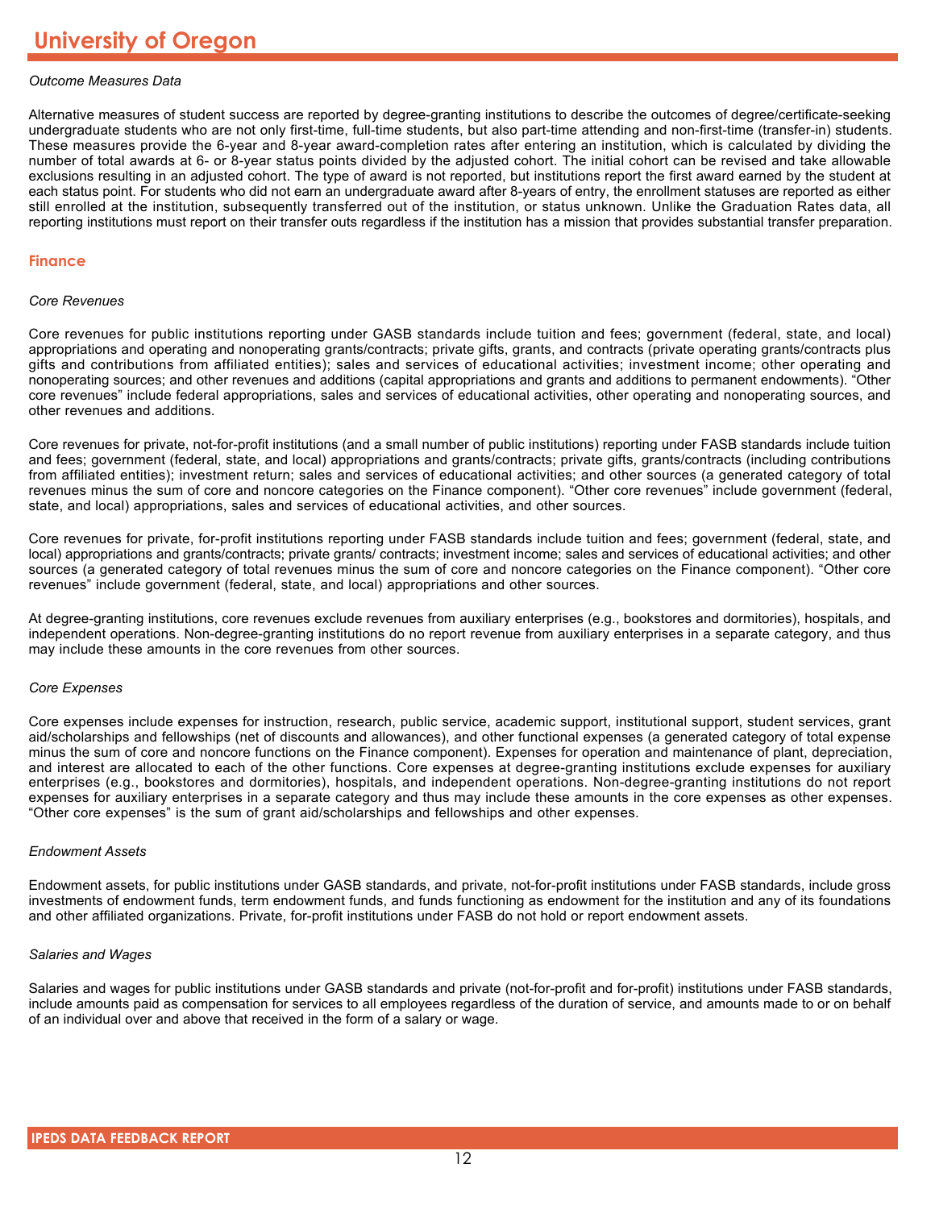*Outcome Measures Data*

Alternative measures of student success are reported by degree-granting institutions to describe the outcomes of degree/certificate-seeking undergraduate students who are not only first-time, full-time students, but also part-time attending and non-first-time (transfer-in) students. These measures provide the 6-year and 8-year award-completion rates after entering an institution, which is calculated by dividing the number of total awards at 6- or 8-year status points divided by the adjusted cohort. The initial cohort can be revised and take allowable exclusions resulting in an adjusted cohort. The type of award is not reported, but institutions report the first award earned by the student at each status point. For students who did not earn an undergraduate award after 8-years of entry, the enrollment statuses are reported as either still enrolled at the institution, subsequently transferred out of the institution, or status unknown. Unlike the Graduation Rates data, all reporting institutions must report on their transfer outs regardless if the institution has a mission that provides substantial transfer preparation.

## Finance

*Core Revenues*

Core revenues for public institutions reporting under GASB standards include tuition and fees; government (federal, state, and local) appropriations and operating and nonoperating grants/contracts; private gifts, grants, and contracts (private operating grants/contracts plus gifts and contributions from affiliated entities); sales and services of educational activities; investment income; other operating and nonoperating sources; and other revenues and additions (capital appropriations and grants and additions to permanent endowments). “Other core revenues” include federal appropriations, sales and services of educational activities, other operating and nonoperating sources, and other revenues and additions.

Core revenues for private, not-for-profit institutions (and a small number of public institutions) reporting under FASB standards include tuition and fees; government (federal, state, and local) appropriations and grants/contracts; private gifts, grants/contracts (including contributions from affiliated entities); investment return; sales and services of educational activities; and other sources (a generated category of total revenues minus the sum of core and noncore categories on the Finance component). “Other core revenues” include government (federal, state, and local) appropriations, sales and services of educational activities, and other sources.

Core revenues for private, for-profit institutions reporting under FASB standards include tuition and fees; government (federal, state, and local) appropriations and grants/contracts; private grants/ contracts; investment income; sales and services of educational activities; and other sources (a generated category of total revenues minus the sum of core and noncore categories on the Finance component). “Other core revenues” include government (federal, state, and local) appropriations and other sources.

At degree-granting institutions, core revenues exclude revenues from auxiliary enterprises (e.g., bookstores and dormitories), hospitals, and independent operations. Non-degree-granting institutions do no report revenue from auxiliary enterprises in a separate category, and thus may include these amounts in the core revenues from other sources.

*Core Expenses*

Core expenses include expenses for instruction, research, public service, academic support, institutional support, student services, grant aid/scholarships and fellowships (net of discounts and allowances), and other functional expenses (a generated category of total expense minus the sum of core and noncore functions on the Finance component). Expenses for operation and maintenance of plant, depreciation, and interest are allocated to each of the other functions. Core expenses at degree-granting institutions exclude expenses for auxiliary enterprises (e.g., bookstores and dormitories), hospitals, and independent operations. Non-degree-granting institutions do not report expenses for auxiliary enterprises in a separate category and thus may include these amounts in the core expenses as other expenses. “Other core expenses” is the sum of grant aid/scholarships and fellowships and other expenses.

*Endowment Assets*

Endowment assets, for public institutions under GASB standards, and private, not-for-profit institutions under FASB standards, include gross investments of endowment funds, term endowment funds, and funds functioning as endowment for the institution and any of its foundations and other affiliated organizations. Private, for-profit institutions under FASB do not hold or report endowment assets.

*Salaries and Wages*

Salaries and wages for public institutions under GASB standards and private (not-for-profit and for-profit) institutions under FASB standards, include amounts paid as compensation for services to all employees regardless of the duration of service, and amounts made to or on behalf of an individual over and above that received in the form of a salary or wage.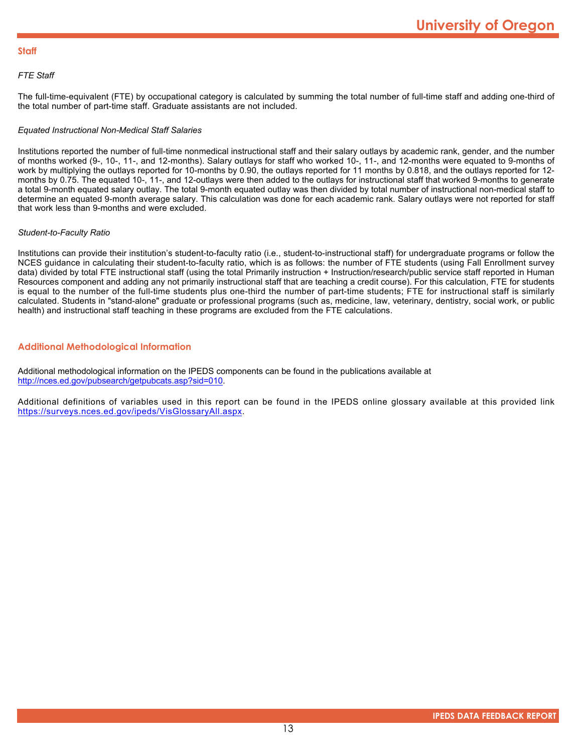## Staff

*FTE Staff*

The full-time-equivalent (FTE) by occupational category is calculated by summing the total number of full-time staff and adding one-third of the total number of part-time staff. Graduate assistants are not included.

*Equated Instructional Non-Medical Staff Salaries*

Institutions reported the number of full-time nonmedical instructional staff and their salary outlays by academic rank, gender, and the number of months worked (9-, 10-, 11-, and 12-months). Salary outlays for staff who worked 10-, 11-, and 12-months were equated to 9-months of work by multiplying the outlays reported for 10-months by 0.90, the outlays reported for 11 months by 0.818, and the outlays reported for 12-months by 0.75. The equated 10-, 11-, and 12-outlays were then added to the outlays for instructional staff that worked 9-months to generate a total 9-month equated salary outlay. The total 9-month equated outlay was then divided by total number of instructional non-medical staff to determine an equated 9-month average salary. This calculation was done for each academic rank. Salary outlays were not reported for staff that work less than 9-months and were excluded.

*Student-to-Faculty Ratio*

Institutions can provide their institution's student-to-faculty ratio (i.e., student-to-instructional staff) for undergraduate programs or follow the NCES guidance in calculating their student-to-faculty ratio, which is as follows: the number of FTE students (using Fall Enrollment survey data) divided by total FTE instructional staff (using the total Primarily instruction + Instruction/research/public service staff reported in Human Resources component and adding any not primarily instructional staff that are teaching a credit course). For this calculation, FTE for students is equal to the number of the full-time students plus one-third the number of part-time students; FTE for instructional staff is similarly calculated. Students in "stand-alone" graduate or professional programs (such as, medicine, law, veterinary, dentistry, social work, or public health) and instructional staff teaching in these programs are excluded from the FTE calculations.

## Additional Methodological Information

Additional methodological information on the IPEDS components can be found in the publications available at http://nces.ed.gov/pubsearch/getpubcats.asp?sid=010.

Additional definitions of variables used in this report can be found in the IPEDS online glossary available at this provided link https://surveys.nces.ed.gov/ipeds/VisGlossaryAll.aspx.